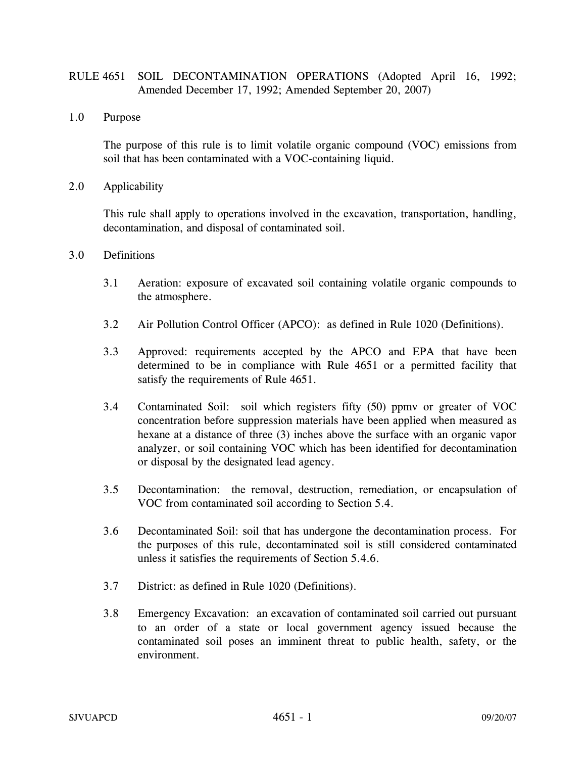# RULE 4651 SOIL DECONTAMINATION OPERATIONS (Adopted April 16, 1992; Amended December 17, 1992; Amended September 20, 2007)

## 1.0 Purpose

The purpose of this rule is to limit volatile organic compound (VOC) emissions from soil that has been contaminated with a VOC-containing liquid.

## 2.0 Applicability

This rule shall apply to operations involved in the excavation, transportation, handling, decontamination, and disposal of contaminated soil.

## 3.0 Definitions

3.1 Aeration: exposure of excavated soil containing volatile organic compounds to the atmosphere.

3.2 Air Pollution Control Officer (APCO): as defined in Rule 1020 (Definitions).

3.3 Approved: requirements accepted by the APCO and EPA that have been determined to be in compliance with Rule 4651 or a permitted facility that satisfy the requirements of Rule 4651.

3.4 Contaminated Soil: soil which registers fifty (50) ppmv or greater of VOC concentration before suppression materials have been applied when measured as hexane at a distance of three (3) inches above the surface with an organic vapor analyzer, or soil containing VOC which has been identified for decontamination or disposal by the designated lead agency.

3.5 Decontamination: the removal, destruction, remediation, or encapsulation of VOC from contaminated soil according to Section 5.4.

3.6 Decontaminated Soil: soil that has undergone the decontamination process. For the purposes of this rule, decontaminated soil is still considered contaminated unless it satisfies the requirements of Section 5.4.6.

3.7 District: as defined in Rule 1020 (Definitions).

3.8 Emergency Excavation: an excavation of contaminated soil carried out pursuant to an order of a state or local government agency issued because the contaminated soil poses an imminent threat to public health, safety, or the environment.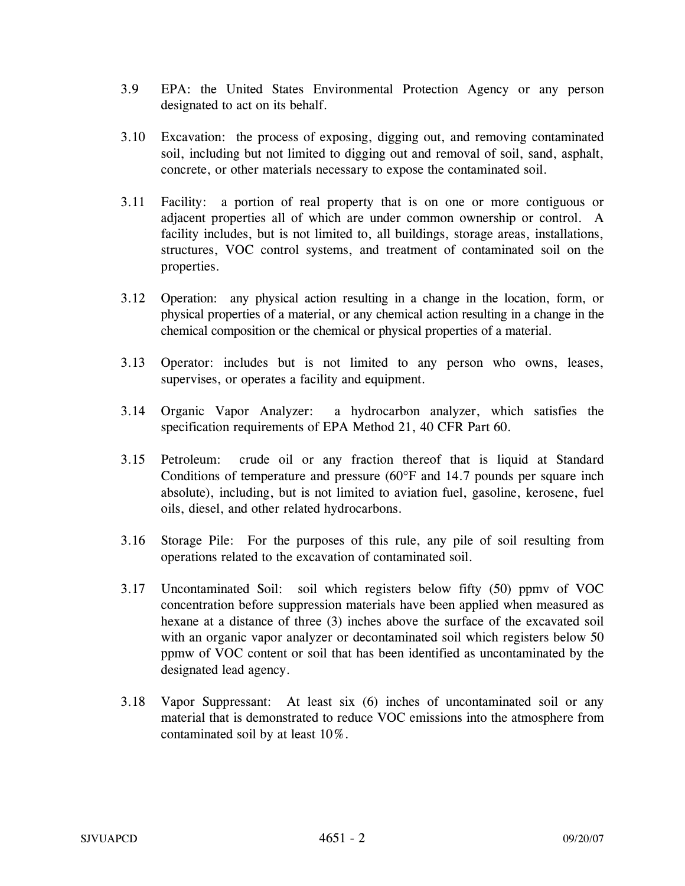3.9 EPA: the United States Environmental Protection Agency or any person designated to act on its behalf.

3.10 Excavation: the process of exposing, digging out, and removing contaminated soil, including but not limited to digging out and removal of soil, sand, asphalt, concrete, or other materials necessary to expose the contaminated soil.

3.11 Facility: a portion of real property that is on one or more contiguous or adjacent properties all of which are under common ownership or control. A facility includes, but is not limited to, all buildings, storage areas, installations, structures, VOC control systems, and treatment of contaminated soil on the properties.

3.12 Operation: any physical action resulting in a change in the location, form, or physical properties of a material, or any chemical action resulting in a change in the chemical composition or the chemical or physical properties of a material.

3.13 Operator: includes but is not limited to any person who owns, leases, supervises, or operates a facility and equipment.

3.14 Organic Vapor Analyzer: a hydrocarbon analyzer, which satisfies the specification requirements of EPA Method 21, 40 CFR Part 60.

3.15 Petroleum: crude oil or any fraction thereof that is liquid at Standard Conditions of temperature and pressure (60°F and 14.7 pounds per square inch absolute), including, but is not limited to aviation fuel, gasoline, kerosene, fuel oils, diesel, and other related hydrocarbons.

3.16 Storage Pile: For the purposes of this rule, any pile of soil resulting from operations related to the excavation of contaminated soil.

3.17 Uncontaminated Soil: soil which registers below fifty (50) ppmv of VOC concentration before suppression materials have been applied when measured as hexane at a distance of three (3) inches above the surface of the excavated soil with an organic vapor analyzer or decontaminated soil which registers below 50 ppmw of VOC content or soil that has been identified as uncontaminated by the designated lead agency.

3.18 Vapor Suppressant: At least six (6) inches of uncontaminated soil or any material that is demonstrated to reduce VOC emissions into the atmosphere from contaminated soil by at least 10%.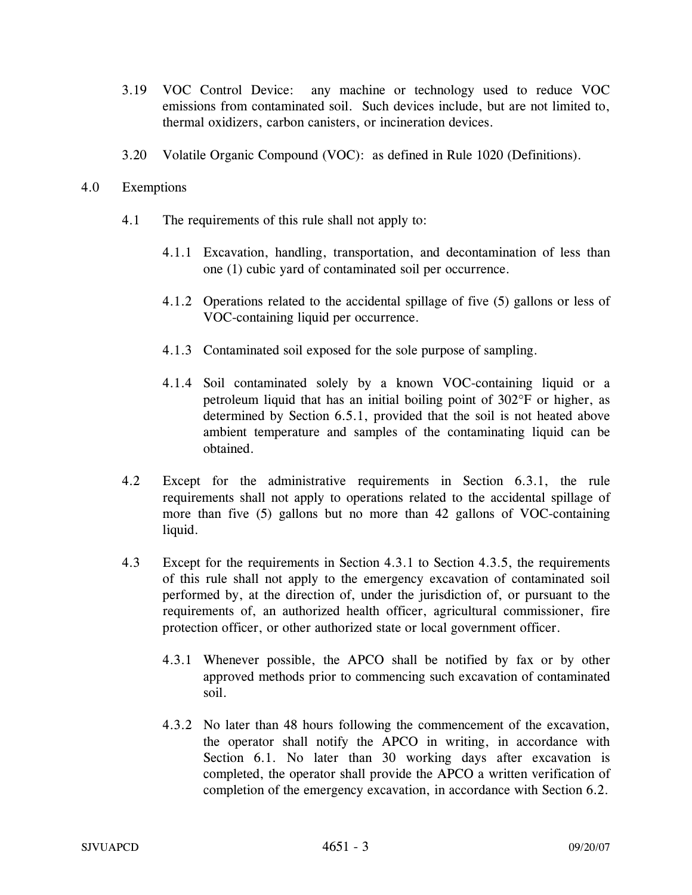3.19 VOC Control Device: any machine or technology used to reduce VOC emissions from contaminated soil. Such devices include, but are not limited to, thermal oxidizers, carbon canisters, or incineration devices.

3.20 Volatile Organic Compound (VOC): as defined in Rule 1020 (Definitions).

## 4.0 Exemptions

4.1 The requirements of this rule shall not apply to:

4.1.1 Excavation, handling, transportation, and decontamination of less than one (1) cubic yard of contaminated soil per occurrence.

4.1.2 Operations related to the accidental spillage of five (5) gallons or less of VOC-containing liquid per occurrence.

4.1.3 Contaminated soil exposed for the sole purpose of sampling.

4.1.4 Soil contaminated solely by a known VOC-containing liquid or a petroleum liquid that has an initial boiling point of 302°F or higher, as determined by Section 6.5.1, provided that the soil is not heated above ambient temperature and samples of the contaminating liquid can be obtained.

4.2 Except for the administrative requirements in Section 6.3.1, the rule requirements shall not apply to operations related to the accidental spillage of more than five (5) gallons but no more than 42 gallons of VOC-containing liquid.

4.3 Except for the requirements in Section 4.3.1 to Section 4.3.5, the requirements of this rule shall not apply to the emergency excavation of contaminated soil performed by, at the direction of, under the jurisdiction of, or pursuant to the requirements of, an authorized health officer, agricultural commissioner, fire protection officer, or other authorized state or local government officer.

4.3.1 Whenever possible, the APCO shall be notified by fax or by other approved methods prior to commencing such excavation of contaminated soil.

4.3.2 No later than 48 hours following the commencement of the excavation, the operator shall notify the APCO in writing, in accordance with Section 6.1. No later than 30 working days after excavation is completed, the operator shall provide the APCO a written verification of completion of the emergency excavation, in accordance with Section 6.2.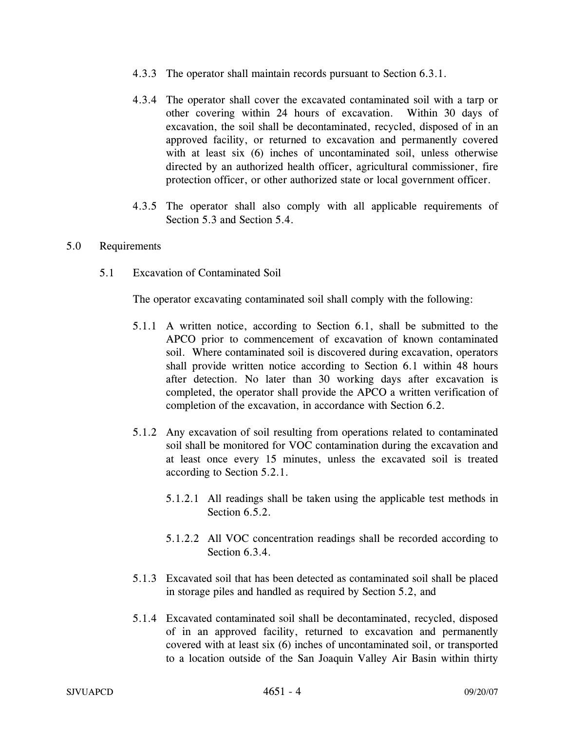4.3.3 The operator shall maintain records pursuant to Section 6.3.1.

4.3.4 The operator shall cover the excavated contaminated soil with a tarp or other covering within 24 hours of excavation. Within 30 days of excavation, the soil shall be decontaminated, recycled, disposed of in an approved facility, or returned to excavation and permanently covered with at least six (6) inches of uncontaminated soil, unless otherwise directed by an authorized health officer, agricultural commissioner, fire protection officer, or other authorized state or local government officer.

4.3.5 The operator shall also comply with all applicable requirements of Section 5.3 and Section 5.4.

## 5.0 Requirements

### 5.1 Excavation of Contaminated Soil

The operator excavating contaminated soil shall comply with the following:

5.1.1 A written notice, according to Section 6.1, shall be submitted to the APCO prior to commencement of excavation of known contaminated soil. Where contaminated soil is discovered during excavation, operators shall provide written notice according to Section 6.1 within 48 hours after detection. No later than 30 working days after excavation is completed, the operator shall provide the APCO a written verification of completion of the excavation, in accordance with Section 6.2.

5.1.2 Any excavation of soil resulting from operations related to contaminated soil shall be monitored for VOC contamination during the excavation and at least once every 15 minutes, unless the excavated soil is treated according to Section 5.2.1.

5.1.2.1 All readings shall be taken using the applicable test methods in Section 6.5.2.

5.1.2.2 All VOC concentration readings shall be recorded according to Section 6.3.4.

5.1.3 Excavated soil that has been detected as contaminated soil shall be placed in storage piles and handled as required by Section 5.2, and

5.1.4 Excavated contaminated soil shall be decontaminated, recycled, disposed of in an approved facility, returned to excavation and permanently covered with at least six (6) inches of uncontaminated soil, or transported to a location outside of the San Joaquin Valley Air Basin within thirty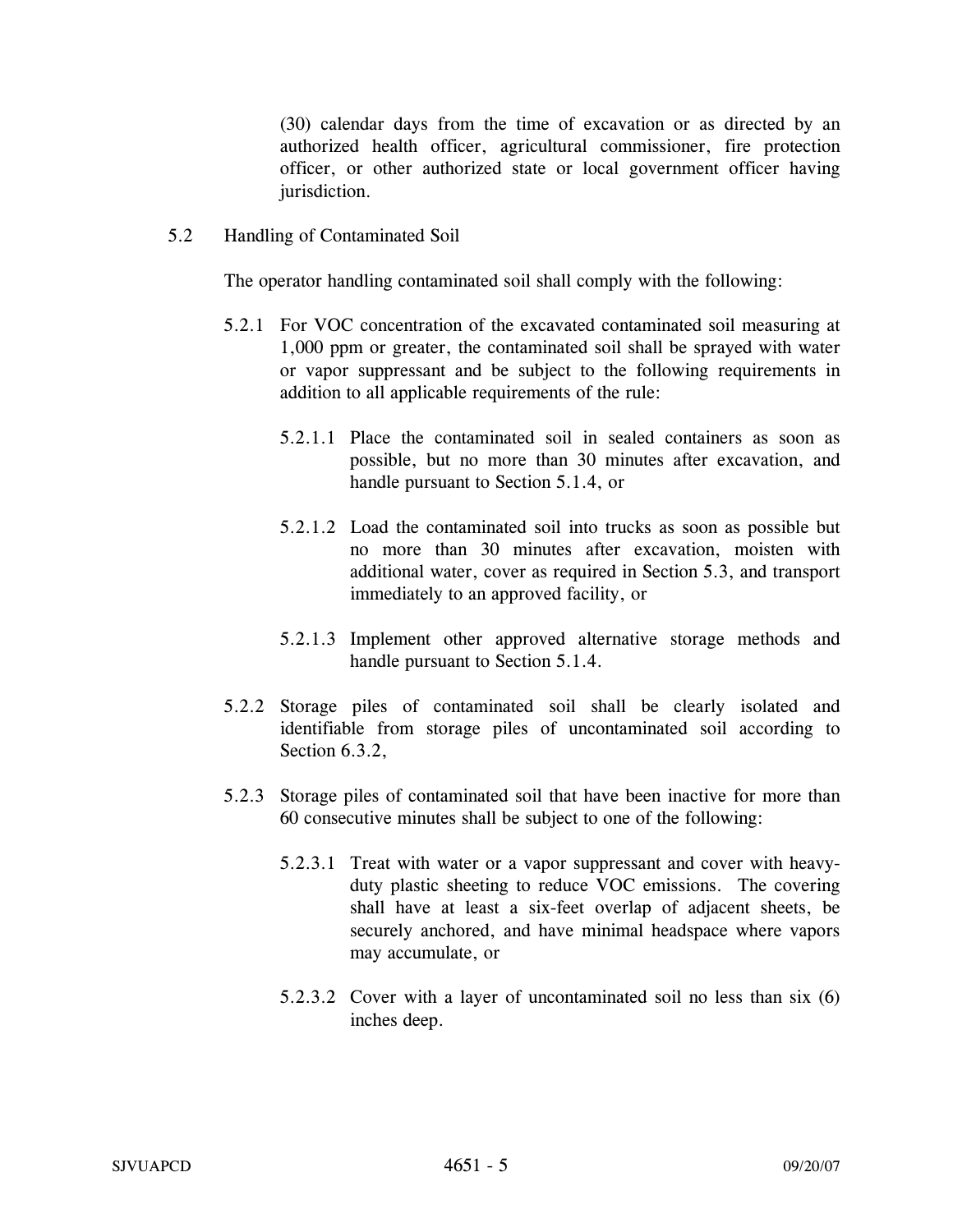(30) calendar days from the time of excavation or as directed by an authorized health officer, agricultural commissioner, fire protection officer, or other authorized state or local government officer having jurisdiction.

5.2 Handling of Contaminated Soil

The operator handling contaminated soil shall comply with the following:

5.2.1 For VOC concentration of the excavated contaminated soil measuring at 1,000 ppm or greater, the contaminated soil shall be sprayed with water or vapor suppressant and be subject to the following requirements in addition to all applicable requirements of the rule:

5.2.1.1 Place the contaminated soil in sealed containers as soon as possible, but no more than 30 minutes after excavation, and handle pursuant to Section 5.1.4, or

5.2.1.2 Load the contaminated soil into trucks as soon as possible but no more than 30 minutes after excavation, moisten with additional water, cover as required in Section 5.3, and transport immediately to an approved facility, or

5.2.1.3 Implement other approved alternative storage methods and handle pursuant to Section 5.1.4.

5.2.2 Storage piles of contaminated soil shall be clearly isolated and identifiable from storage piles of uncontaminated soil according to Section 6.3.2,

5.2.3 Storage piles of contaminated soil that have been inactive for more than 60 consecutive minutes shall be subject to one of the following:

5.2.3.1 Treat with water or a vapor suppressant and cover with heavy-duty plastic sheeting to reduce VOC emissions. The covering shall have at least a six-feet overlap of adjacent sheets, be securely anchored, and have minimal headspace where vapors may accumulate, or

5.2.3.2 Cover with a layer of uncontaminated soil no less than six (6) inches deep.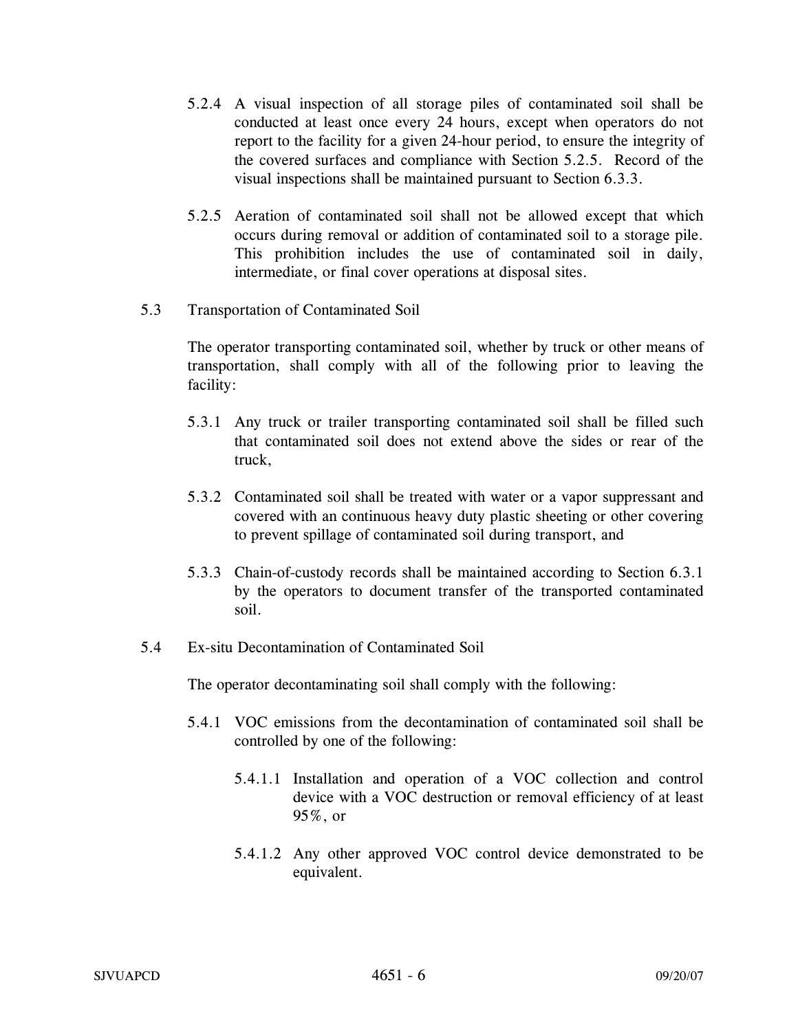5.2.4 A visual inspection of all storage piles of contaminated soil shall be conducted at least once every 24 hours, except when operators do not report to the facility for a given 24-hour period, to ensure the integrity of the covered surfaces and compliance with Section 5.2.5. Record of the visual inspections shall be maintained pursuant to Section 6.3.3.

5.2.5 Aeration of contaminated soil shall not be allowed except that which occurs during removal or addition of contaminated soil to a storage pile. This prohibition includes the use of contaminated soil in daily, intermediate, or final cover operations at disposal sites.

5.3 Transportation of Contaminated Soil

The operator transporting contaminated soil, whether by truck or other means of transportation, shall comply with all of the following prior to leaving the facility:

5.3.1 Any truck or trailer transporting contaminated soil shall be filled such that contaminated soil does not extend above the sides or rear of the truck,

5.3.2 Contaminated soil shall be treated with water or a vapor suppressant and covered with an continuous heavy duty plastic sheeting or other covering to prevent spillage of contaminated soil during transport, and

5.3.3 Chain-of-custody records shall be maintained according to Section 6.3.1 by the operators to document transfer of the transported contaminated soil.

5.4 Ex-situ Decontamination of Contaminated Soil

The operator decontaminating soil shall comply with the following:

5.4.1 VOC emissions from the decontamination of contaminated soil shall be controlled by one of the following:

5.4.1.1 Installation and operation of a VOC collection and control device with a VOC destruction or removal efficiency of at least 95%, or

5.4.1.2 Any other approved VOC control device demonstrated to be equivalent.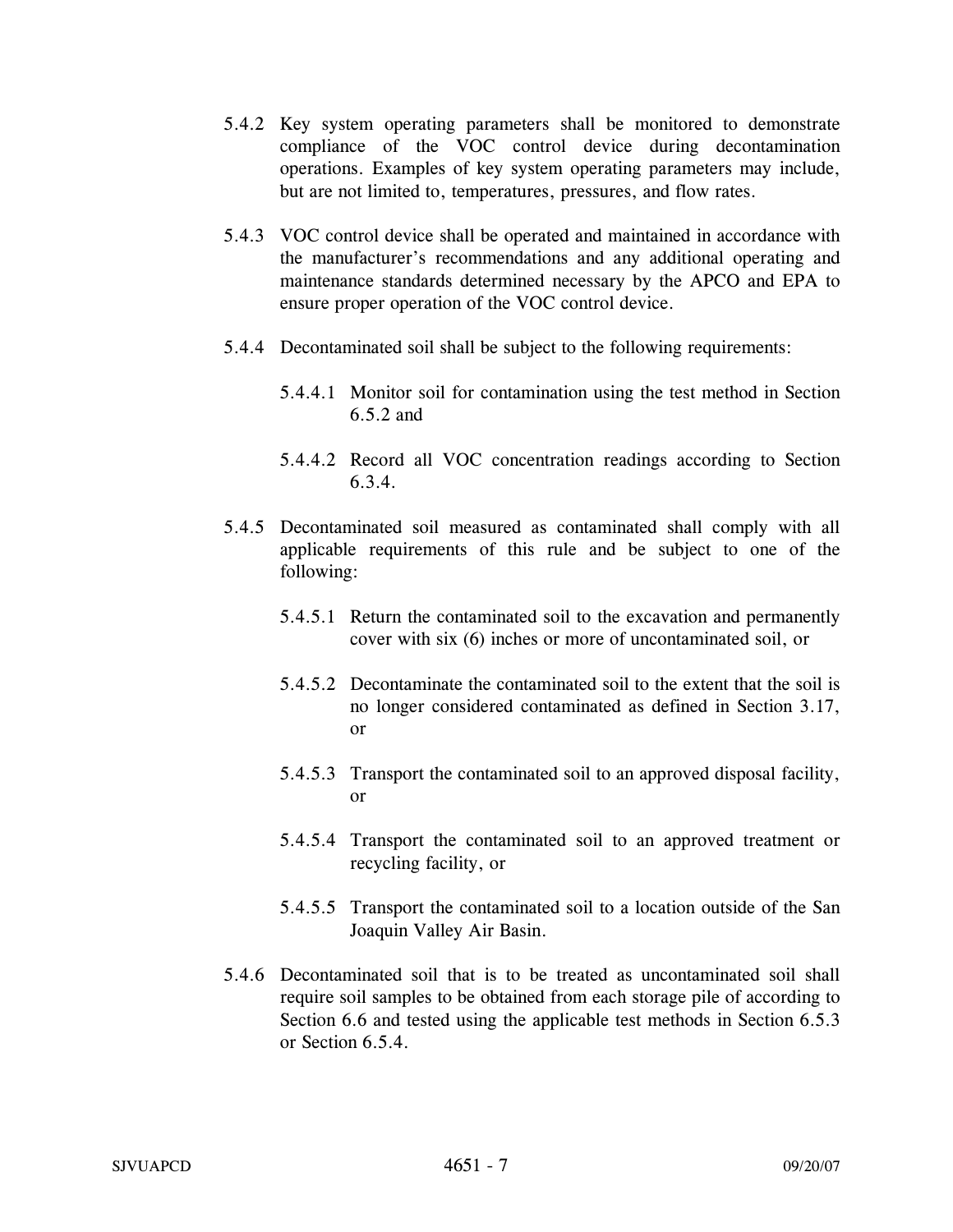5.4.2 Key system operating parameters shall be monitored to demonstrate compliance of the VOC control device during decontamination operations. Examples of key system operating parameters may include, but are not limited to, temperatures, pressures, and flow rates.

5.4.3 VOC control device shall be operated and maintained in accordance with the manufacturer's recommendations and any additional operating and maintenance standards determined necessary by the APCO and EPA to ensure proper operation of the VOC control device.

5.4.4 Decontaminated soil shall be subject to the following requirements:

5.4.4.1 Monitor soil for contamination using the test method in Section 6.5.2 and

5.4.4.2 Record all VOC concentration readings according to Section 6.3.4.

5.4.5 Decontaminated soil measured as contaminated shall comply with all applicable requirements of this rule and be subject to one of the following:

5.4.5.1 Return the contaminated soil to the excavation and permanently cover with six (6) inches or more of uncontaminated soil, or

5.4.5.2 Decontaminate the contaminated soil to the extent that the soil is no longer considered contaminated as defined in Section 3.17, or

5.4.5.3 Transport the contaminated soil to an approved disposal facility, or

5.4.5.4 Transport the contaminated soil to an approved treatment or recycling facility, or

5.4.5.5 Transport the contaminated soil to a location outside of the San Joaquin Valley Air Basin.

5.4.6 Decontaminated soil that is to be treated as uncontaminated soil shall require soil samples to be obtained from each storage pile of according to Section 6.6 and tested using the applicable test methods in Section 6.5.3 or Section 6.5.4.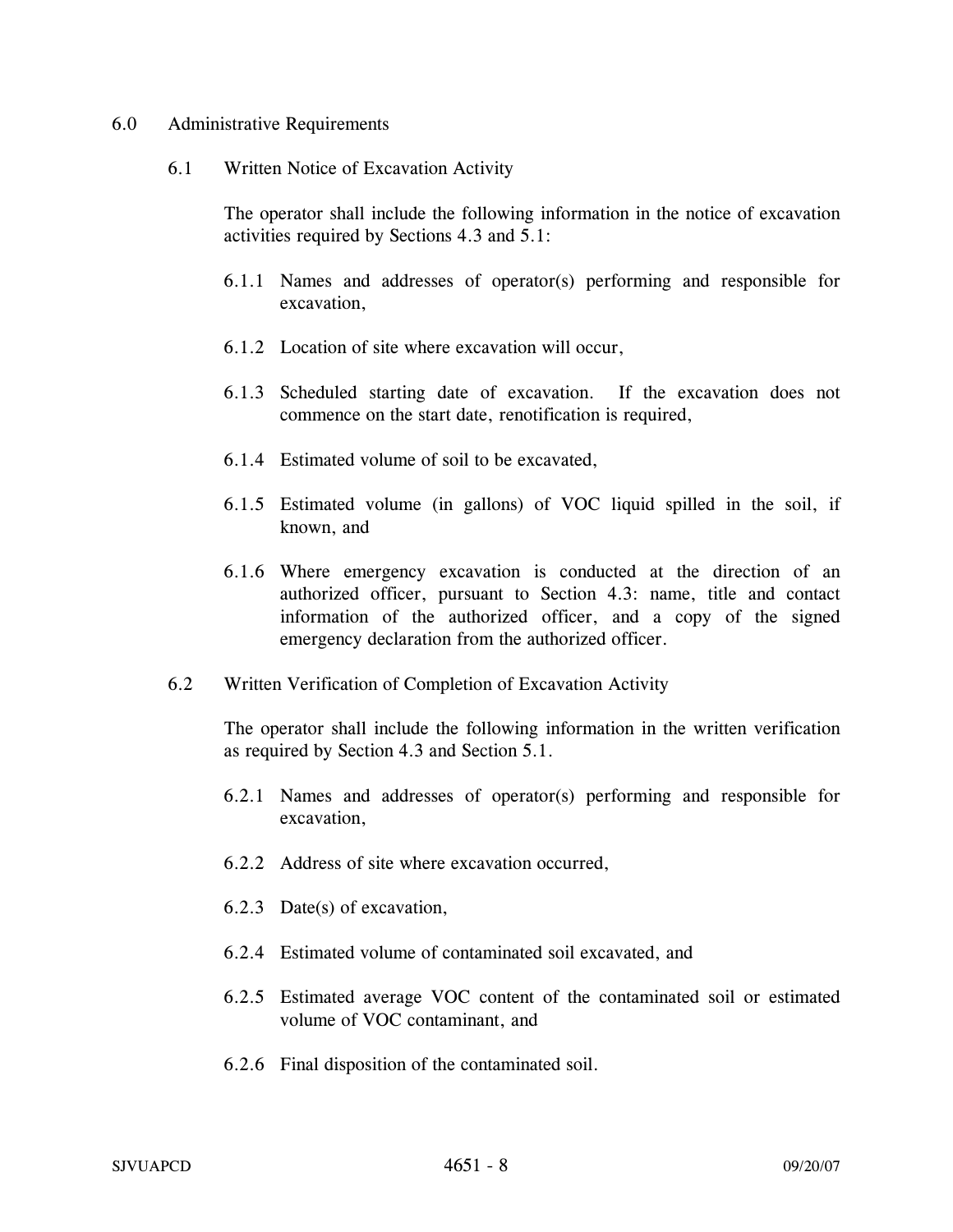## 6.0 Administrative Requirements

### 6.1 Written Notice of Excavation Activity

The operator shall include the following information in the notice of excavation activities required by Sections 4.3 and 5.1:

6.1.1 Names and addresses of operator(s) performing and responsible for excavation,

6.1.2 Location of site where excavation will occur,

6.1.3 Scheduled starting date of excavation. If the excavation does not commence on the start date, renotification is required,

6.1.4 Estimated volume of soil to be excavated,

6.1.5 Estimated volume (in gallons) of VOC liquid spilled in the soil, if known, and

6.1.6 Where emergency excavation is conducted at the direction of an authorized officer, pursuant to Section 4.3: name, title and contact information of the authorized officer, and a copy of the signed emergency declaration from the authorized officer.

### 6.2 Written Verification of Completion of Excavation Activity

The operator shall include the following information in the written verification as required by Section 4.3 and Section 5.1.

6.2.1 Names and addresses of operator(s) performing and responsible for excavation,

6.2.2 Address of site where excavation occurred,

6.2.3 Date(s) of excavation,

6.2.4 Estimated volume of contaminated soil excavated, and

6.2.5 Estimated average VOC content of the contaminated soil or estimated volume of VOC contaminant, and

6.2.6 Final disposition of the contaminated soil.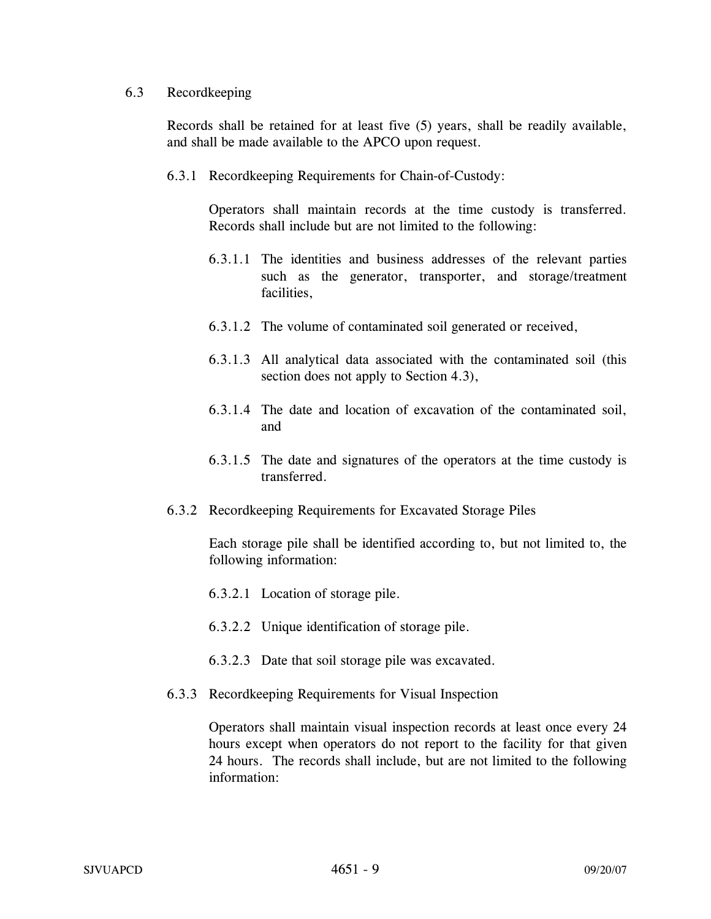## 6.3 Recordkeeping

Records shall be retained for at least five (5) years, shall be readily available, and shall be made available to the APCO upon request.

### 6.3.1 Recordkeeping Requirements for Chain-of-Custody:

Operators shall maintain records at the time custody is transferred. Records shall include but are not limited to the following:

6.3.1.1 The identities and business addresses of the relevant parties such as the generator, transporter, and storage/treatment facilities,

6.3.1.2 The volume of contaminated soil generated or received,

6.3.1.3 All analytical data associated with the contaminated soil (this section does not apply to Section 4.3),

6.3.1.4 The date and location of excavation of the contaminated soil, and

6.3.1.5 The date and signatures of the operators at the time custody is transferred.

### 6.3.2 Recordkeeping Requirements for Excavated Storage Piles

Each storage pile shall be identified according to, but not limited to, the following information:

6.3.2.1 Location of storage pile.

6.3.2.2 Unique identification of storage pile.

6.3.2.3 Date that soil storage pile was excavated.

### 6.3.3 Recordkeeping Requirements for Visual Inspection

Operators shall maintain visual inspection records at least once every 24 hours except when operators do not report to the facility for that given 24 hours. The records shall include, but are not limited to the following information: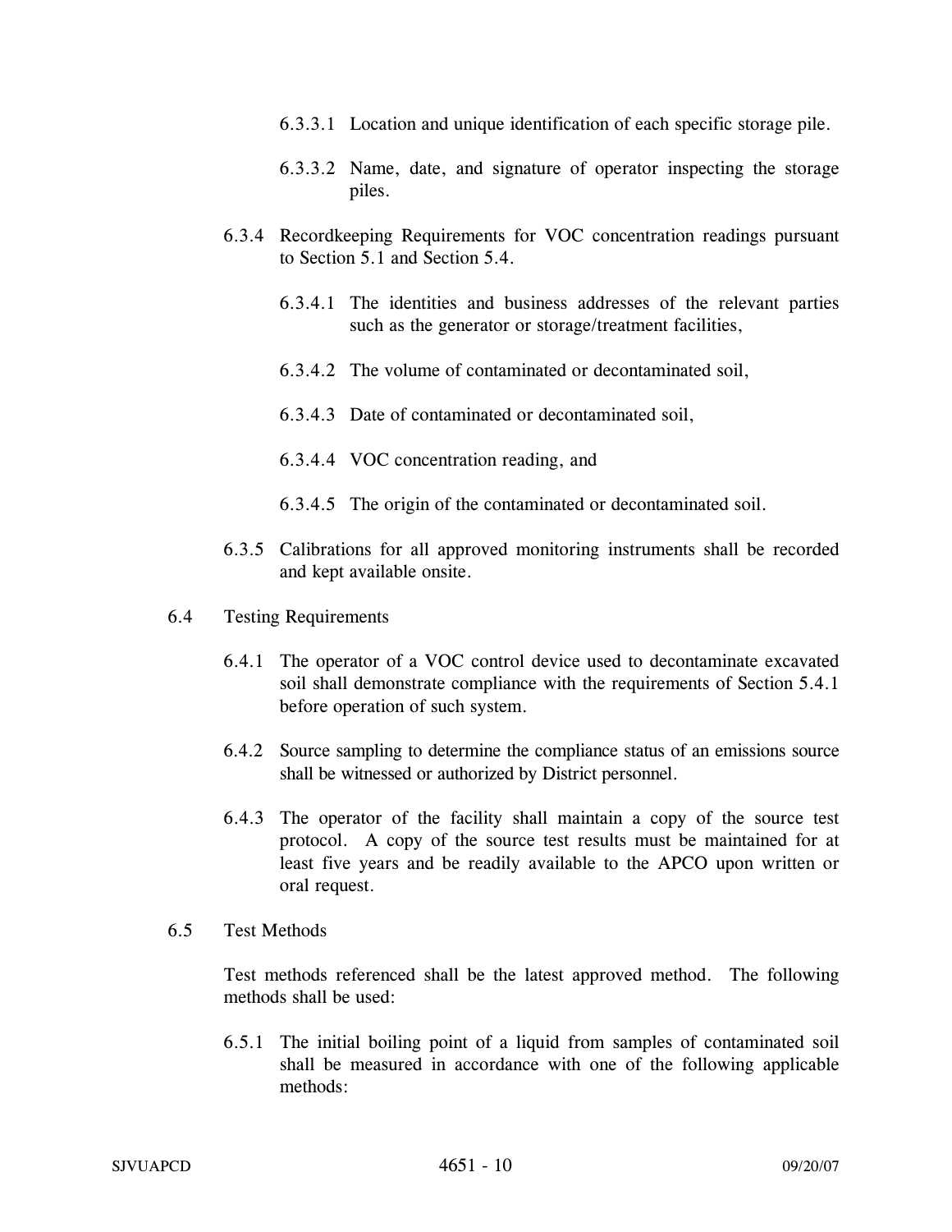6.3.3.1 Location and unique identification of each specific storage pile.

6.3.3.2 Name, date, and signature of operator inspecting the storage piles.

6.3.4 Recordkeeping Requirements for VOC concentration readings pursuant to Section 5.1 and Section 5.4.

6.3.4.1 The identities and business addresses of the relevant parties such as the generator or storage/treatment facilities,

6.3.4.2 The volume of contaminated or decontaminated soil,

6.3.4.3 Date of contaminated or decontaminated soil,

6.3.4.4 VOC concentration reading, and

6.3.4.5 The origin of the contaminated or decontaminated soil.

6.3.5 Calibrations for all approved monitoring instruments shall be recorded and kept available onsite.

6.4 Testing Requirements

6.4.1 The operator of a VOC control device used to decontaminate excavated soil shall demonstrate compliance with the requirements of Section 5.4.1 before operation of such system.

6.4.2 Source sampling to determine the compliance status of an emissions source shall be witnessed or authorized by District personnel.

6.4.3 The operator of the facility shall maintain a copy of the source test protocol. A copy of the source test results must be maintained for at least five years and be readily available to the APCO upon written or oral request.

6.5 Test Methods

Test methods referenced shall be the latest approved method. The following methods shall be used:

6.5.1 The initial boiling point of a liquid from samples of contaminated soil shall be measured in accordance with one of the following applicable methods: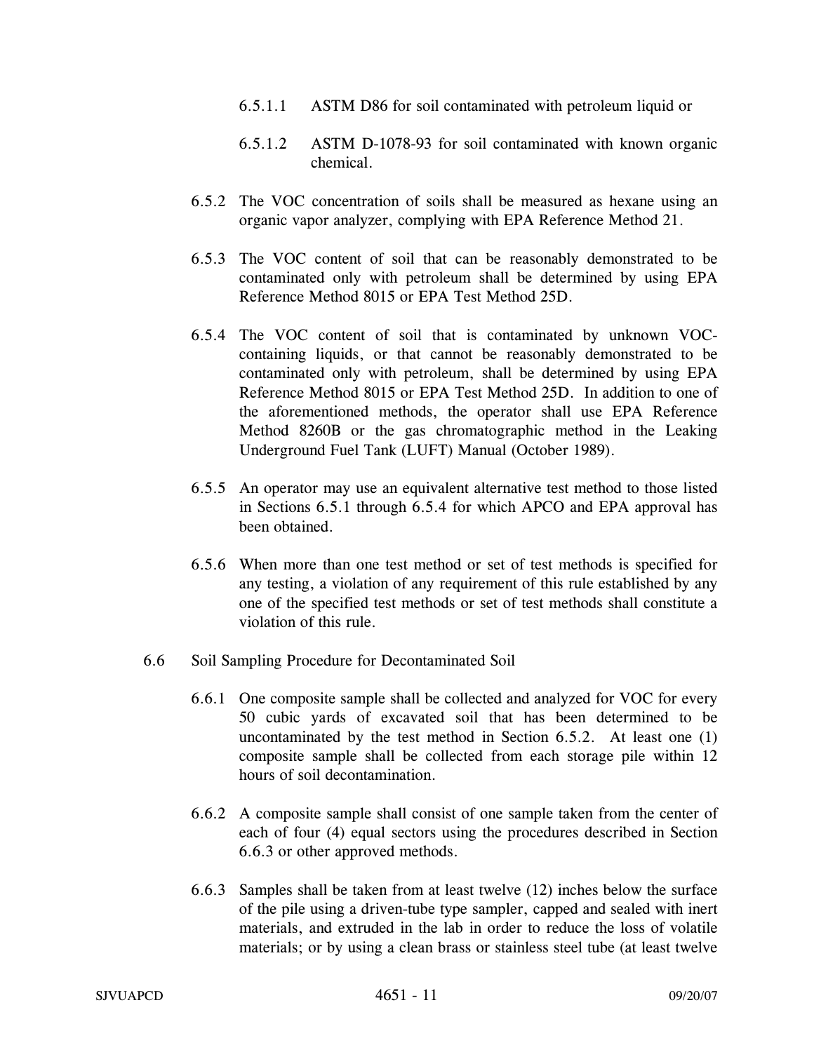6.5.1.1 ASTM D86 for soil contaminated with petroleum liquid or

6.5.1.2 ASTM D-1078-93 for soil contaminated with known organic chemical.

6.5.2 The VOC concentration of soils shall be measured as hexane using an organic vapor analyzer, complying with EPA Reference Method 21.

6.5.3 The VOC content of soil that can be reasonably demonstrated to be contaminated only with petroleum shall be determined by using EPA Reference Method 8015 or EPA Test Method 25D.

6.5.4 The VOC content of soil that is contaminated by unknown VOC-containing liquids, or that cannot be reasonably demonstrated to be contaminated only with petroleum, shall be determined by using EPA Reference Method 8015 or EPA Test Method 25D. In addition to one of the aforementioned methods, the operator shall use EPA Reference Method 8260B or the gas chromatographic method in the Leaking Underground Fuel Tank (LUFT) Manual (October 1989).

6.5.5 An operator may use an equivalent alternative test method to those listed in Sections 6.5.1 through 6.5.4 for which APCO and EPA approval has been obtained.

6.5.6 When more than one test method or set of test methods is specified for any testing, a violation of any requirement of this rule established by any one of the specified test methods or set of test methods shall constitute a violation of this rule.

6.6 Soil Sampling Procedure for Decontaminated Soil

6.6.1 One composite sample shall be collected and analyzed for VOC for every 50 cubic yards of excavated soil that has been determined to be uncontaminated by the test method in Section 6.5.2. At least one (1) composite sample shall be collected from each storage pile within 12 hours of soil decontamination.

6.6.2 A composite sample shall consist of one sample taken from the center of each of four (4) equal sectors using the procedures described in Section 6.6.3 or other approved methods.

6.6.3 Samples shall be taken from at least twelve (12) inches below the surface of the pile using a driven-tube type sampler, capped and sealed with inert materials, and extruded in the lab in order to reduce the loss of volatile materials; or by using a clean brass or stainless steel tube (at least twelve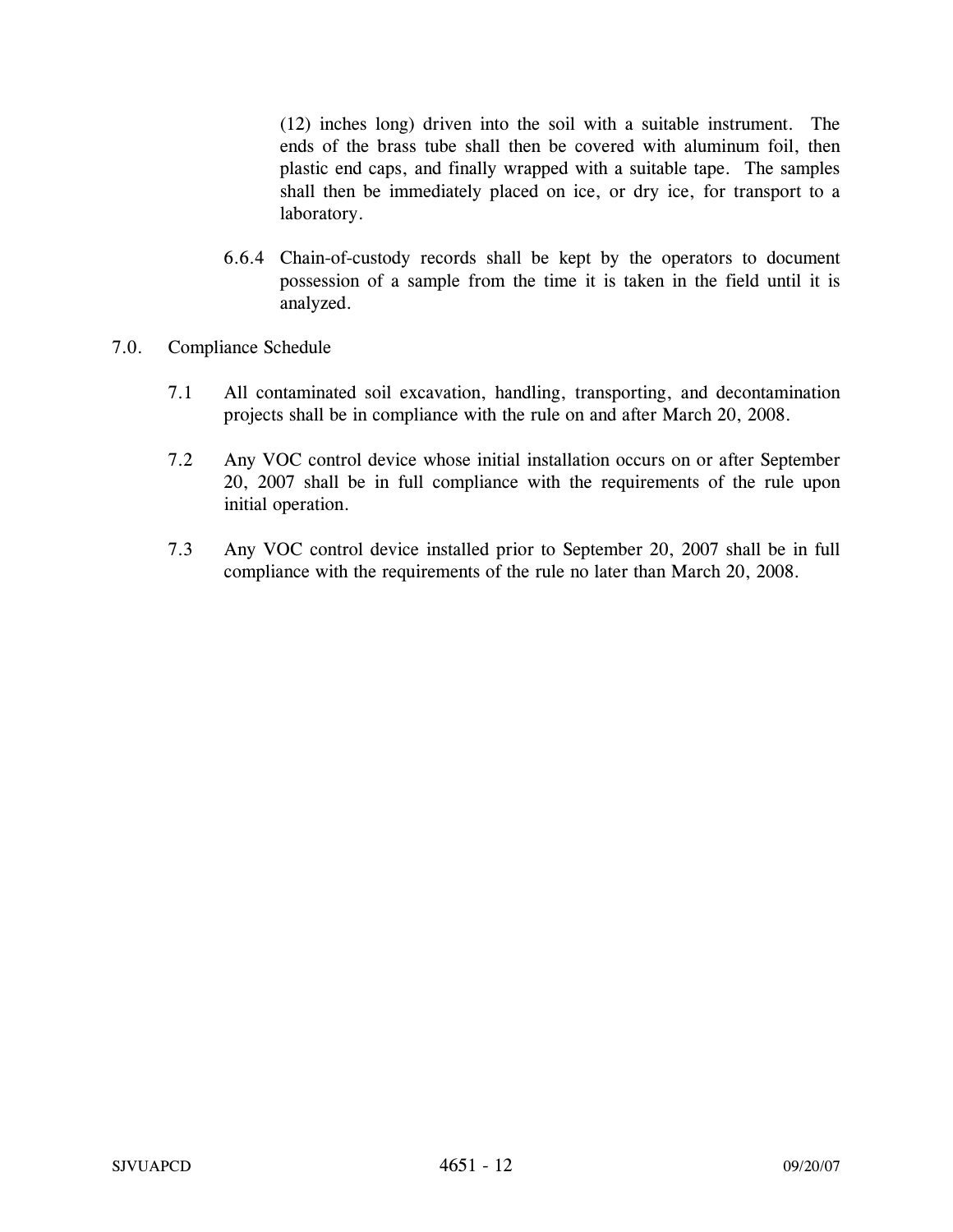(12) inches long) driven into the soil with a suitable instrument. The ends of the brass tube shall then be covered with aluminum foil, then plastic end caps, and finally wrapped with a suitable tape. The samples shall then be immediately placed on ice, or dry ice, for transport to a laboratory.

6.6.4 Chain-of-custody records shall be kept by the operators to document possession of a sample from the time it is taken in the field until it is analyzed.

## 7.0. Compliance Schedule

7.1 All contaminated soil excavation, handling, transporting, and decontamination projects shall be in compliance with the rule on and after March 20, 2008.

7.2 Any VOC control device whose initial installation occurs on or after September 20, 2007 shall be in full compliance with the requirements of the rule upon initial operation.

7.3 Any VOC control device installed prior to September 20, 2007 shall be in full compliance with the requirements of the rule no later than March 20, 2008.